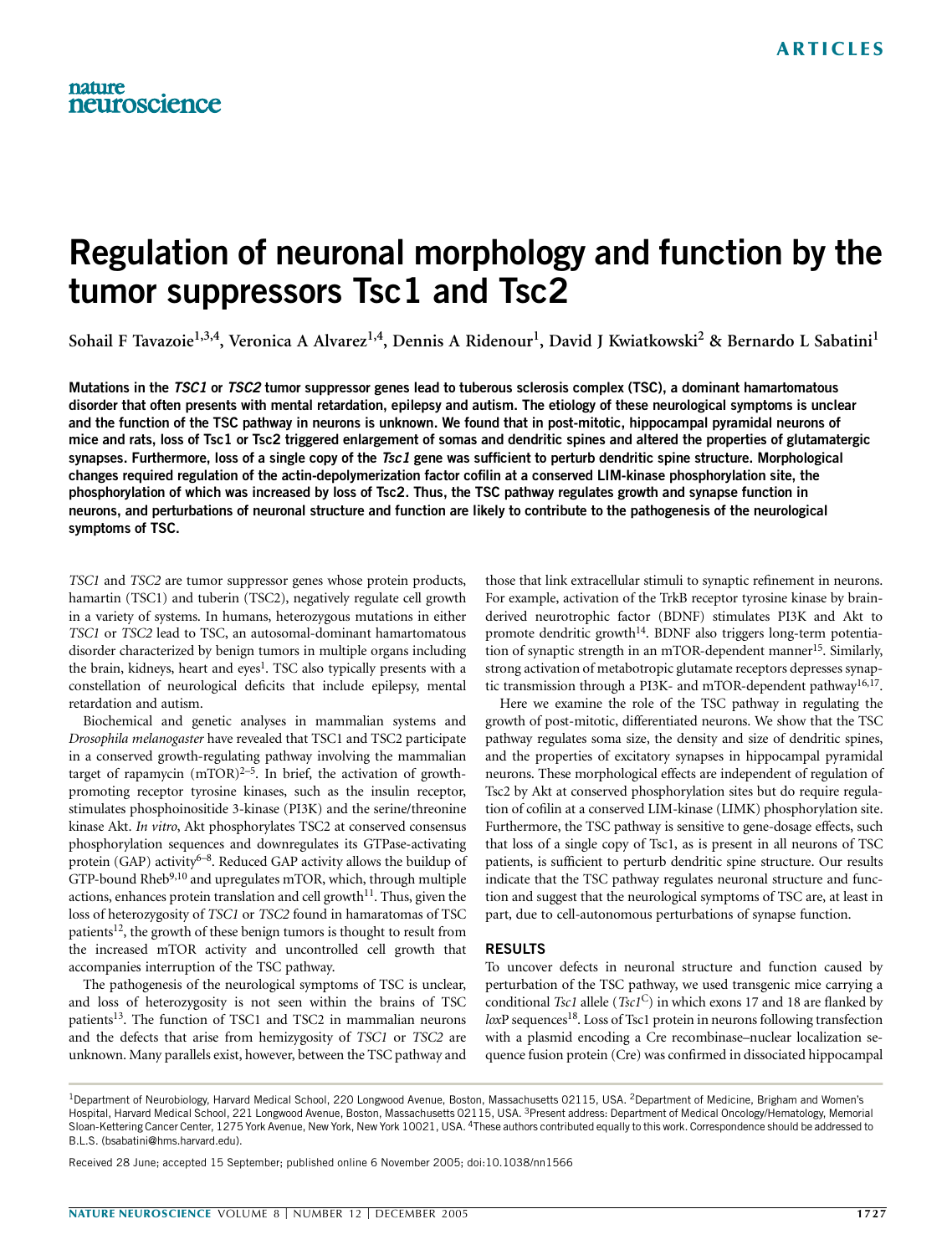# Regulation of neuronal morphology and function by the tumor suppressors Tsc1 and Tsc2

**Sohail F Tavazoie[1,3,4], Veronica A Alvarez[1,4], Dennis A Ridenour[1], David J Kwiatkowski[2] & Bernardo L Sabatini[1]**

**Mutations in the *TSC1* or *TSC2* tumor suppressor genes lead to tuberous sclerosis complex (TSC), a dominant hamartomatous disorder that often presents with mental retardation, epilepsy and autism. The etiology of these neurological symptoms is unclear and the function of the TSC pathway in neurons is unknown. We found that in post-mitotic, hippocampal pyramidal neurons of mice and rats, loss of Tsc1 or Tsc2 triggered enlargement of somas and dendritic spines and altered the properties of glutamatergic synapses. Furthermore, loss of a single copy of the *Tsc1* gene was sufficient to perturb dendritic spine structure. Morphological changes required regulation of the actin-depolymerization factor cofilin at a conserved LIM-kinase phosphorylation site, the phosphorylation of which was increased by loss of Tsc2. Thus, the TSC pathway regulates growth and synapse function in neurons, and perturbations of neuronal structure and function are likely to contribute to the pathogenesis of the neurological symptoms of TSC.**

*TSC1* and *TSC2* are tumor suppressor genes whose protein products, hamartin (TSC1) and tuberin (TSC2), negatively regulate cell growth in a variety of systems. In humans, heterozygous mutations in either *TSC1* or *TSC2* lead to TSC, an autosomal-dominant hamartomatous disorder characterized by benign tumors in multiple organs including the brain, kidneys, heart and eyes[1]. TSC also typically presents with a constellation of neurological deficits that include epilepsy, mental retardation and autism.

Biochemical and genetic analyses in mammalian systems and *Drosophila melanogaster* have revealed that TSC1 and TSC2 participate in a conserved growth-regulating pathway involving the mammalian target of rapamycin (mTOR)[2–5]. In brief, the activation of growth-promoting receptor tyrosine kinases, such as the insulin receptor, stimulates phosphoinositide 3-kinase (PI3K) and the serine/threonine kinase Akt. *In vitro*, Akt phosphorylates TSC2 at conserved consensus phosphorylation sequences and downregulates its GTPase-activating protein (GAP) activity[6–8]. Reduced GAP activity allows the buildup of GTP-bound Rheb[9,10] and upregulates mTOR, which, through multiple actions, enhances protein translation and cell growth[11]. Thus, given the loss of heterozygosity of *TSC1* or *TSC2* found in hamaratomas of TSC patients[12], the growth of these benign tumors is thought to result from the increased mTOR activity and uncontrolled cell growth that accompanies interruption of the TSC pathway.

The pathogenesis of the neurological symptoms of TSC is unclear, and loss of heterozygosity is not seen within the brains of TSC patients[13]. The function of TSC1 and TSC2 in mammalian neurons and the defects that arise from hemizygosity of *TSC1* or *TSC2* are unknown. Many parallels exist, however, between the TSC pathway and those that link extracellular stimuli to synaptic refinement in neurons. For example, activation of the TrkB receptor tyrosine kinase by brain-derived neurotrophic factor (BDNF) stimulates PI3K and Akt to promote dendritic growth[14]. BDNF also triggers long-term potentiation of synaptic strength in an mTOR-dependent manner[15]. Similarly, strong activation of metabotropic glutamate receptors depresses synaptic transmission through a PI3K- and mTOR-dependent pathway[16,17].

Here we examine the role of the TSC pathway in regulating the growth of post-mitotic, differentiated neurons. We show that the TSC pathway regulates soma size, the density and size of dendritic spines, and the properties of excitatory synapses in hippocampal pyramidal neurons. These morphological effects are independent of regulation of Tsc2 by Akt at conserved phosphorylation sites but do require regulation of cofilin at a conserved LIM-kinase (LIMK) phosphorylation site. Furthermore, the TSC pathway is sensitive to gene-dosage effects, such that loss of a single copy of Tsc1, as is present in all neurons of TSC patients, is sufficient to perturb dendritic spine structure. Our results indicate that the TSC pathway regulates neuronal structure and function and suggest that the neurological symptoms of TSC are, at least in part, due to cell-autonomous perturbations of synapse function.

## RESULTS

To uncover defects in neuronal structure and function caused by perturbation of the TSC pathway, we used transgenic mice carrying a conditional *Tsc1* allele (*Tsc1*$^{C}$) in which exons 17 and 18 are flanked by *lox*P sequences[18]. Loss of Tsc1 protein in neurons following transfection with a plasmid encoding a Cre recombinase–nuclear localization sequence fusion protein (Cre) was confirmed in dissociated hippocampal

[1]Department of Neurobiology, Harvard Medical School, 220 Longwood Avenue, Boston, Massachusetts 02115, USA. [2]Department of Medicine, Brigham and Women's Hospital, Harvard Medical School, 221 Longwood Avenue, Boston, Massachusetts 02115, USA. [3]Present address: Department of Medical Oncology/Hematology, Memorial Sloan-Kettering Cancer Center, 1275 York Avenue, New York, New York 10021, USA. [4]These authors contributed equally to this work. Correspondence should be addressed to B.L.S. (bsabatini@hms.harvard.edu).

Received 28 June; accepted 15 September; published online 6 November 2005; doi:10.1038/nn1566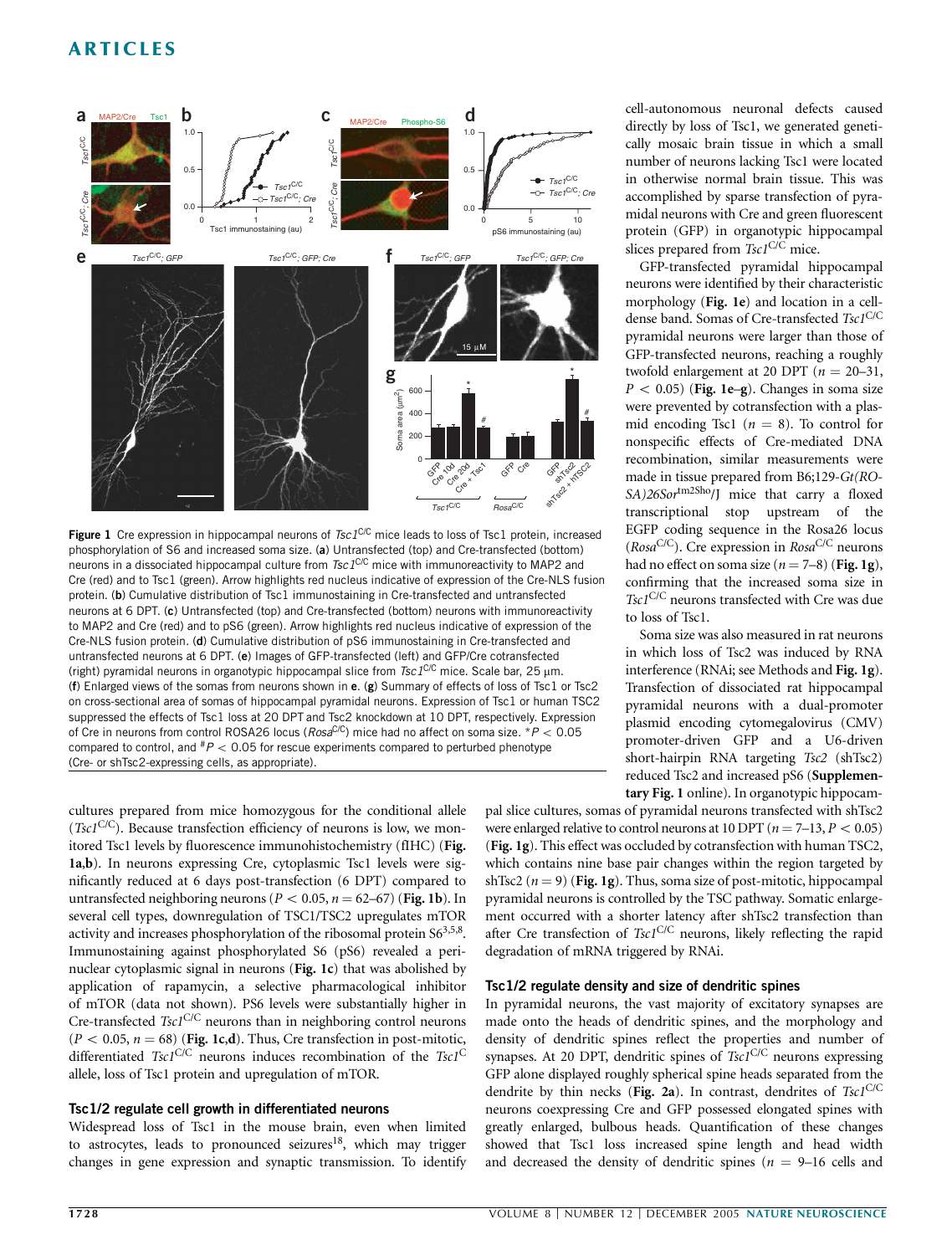Figure 1 Cre expression in hippocampal neurons of *Tsc1*$^{C/C}$ mice leads to loss of Tsc1 protein, increased phosphorylation of S6 and increased soma size. (**a**) Untransfected (top) and Cre-transfected (bottom) neurons in a dissociated hippocampal culture from *Tsc1*$^{C/C}$ mice with immunoreactivity to MAP2 and Cre (red) and to Tsc1 (green). Arrow highlights red nucleus indicative of expression of the Cre-NLS fusion protein. (**b**) Cumulative distribution of Tsc1 immunostaining in Cre-transfected and untransfected neurons at 6 DPT. (**c**) Untransfected (top) and Cre-transfected (bottom) neurons with immunoreactivity to MAP2 and Cre (red) and to pS6 (green). Arrow highlights red nucleus indicative of expression of the Cre-NLS fusion protein. (**d**) Cumulative distribution of pS6 immunostaining in Cre-transfected and untransfected neurons at 6 DPT. (**e**) Images of GFP-transfected (left) and GFP/Cre cotransfected (right) pyramidal neurons in organotypic hippocampal slice from *Tsc1*$^{C/C}$ mice. Scale bar, 25 μm. (**f**) Enlarged views of the somas from neurons shown in **e**. (**g**) Summary of effects of loss of Tsc1 or Tsc2 on cross-sectional area of somas of hippocampal pyramidal neurons. Expression of Tsc1 or human TSC2 suppressed the effects of Tsc1 loss at 20 DPT and Tsc2 knockdown at 10 DPT, respectively. Expression of Cre in neurons from control ROSA26 locus (*Rosa*$^{C/C}$) mice had no affect on soma size. $*P < 0.05$ compared to control, and $^{\#}P < 0.05$ for rescue experiments compared to perturbed phenotype (Cre- or shTsc2-expressing cells, as appropriate).

cultures prepared from mice homozygous for the conditional allele (*Tsc1*$^{C/C}$). Because transfection efficiency of neurons is low, we monitored Tsc1 levels by fluorescence immunohistochemistry (fIHC) (**Fig. 1a,b**). In neurons expressing Cre, cytoplasmic Tsc1 levels were significantly reduced at 6 days post-transfection (6 DPT) compared to untransfected neighboring neurons ($P < 0.05$, $n = 62$–$67$) (**Fig. 1b**). In several cell types, downregulation of TSC1/TSC2 upregulates mTOR activity and increases phosphorylation of the ribosomal protein S6[3,5,8]. Immunostaining against phosphorylated S6 (pS6) revealed a perinuclear cytoplasmic signal in neurons (**Fig. 1c**) that was abolished by application of rapamycin, a selective pharmacological inhibitor of mTOR (data not shown). PS6 levels were substantially higher in Cre-transfected *Tsc1*$^{C/C}$ neurons than in neighboring control neurons ($P < 0.05$, $n = 68$) (**Fig. 1c,d**). Thus, Cre transfection in post-mitotic, differentiated *Tsc1*$^{C/C}$ neurons induces recombination of the *Tsc1*$^{C}$ allele, loss of Tsc1 protein and upregulation of mTOR.

## Tsc1/2 regulate cell growth in differentiated neurons

Widespread loss of Tsc1 in the mouse brain, even when limited to astrocytes, leads to pronounced seizures[18], which may trigger changes in gene expression and synaptic transmission. To identify cell-autonomous neuronal defects caused directly by loss of Tsc1, we generated genetically mosaic brain tissue in which a small number of neurons lacking Tsc1 were located in otherwise normal brain tissue. This was accomplished by sparse transfection of pyramidal neurons with Cre and green fluorescent protein (GFP) in organotypic hippocampal slices prepared from *Tsc1*$^{C/C}$ mice.

GFP-transfected pyramidal hippocampal neurons were identified by their characteristic morphology (**Fig. 1e**) and location in a cell-dense band. Somas of Cre-transfected *Tsc1*$^{C/C}$ pyramidal neurons were larger than those of GFP-transfected neurons, reaching a roughly twofold enlargement at 20 DPT ($n = 20$–$31$, $P < 0.05$) (**Fig. 1e–g**). Changes in soma size were prevented by cotransfection with a plasmid encoding Tsc1 ($n = 8$). To control for nonspecific effects of Cre-mediated DNA recombination, similar measurements were made in tissue prepared from B6;129-*Gt(ROSA)26Sor*$^{tm2Sho}$/J mice that carry a floxed transcriptional stop upstream of the EGFP coding sequence in the Rosa26 locus (*Rosa*$^{C/C}$). Cre expression in *Rosa*$^{C/C}$ neurons had no effect on soma size ($n = 7$–$8$) (**Fig. 1g**), confirming that the increased soma size in *Tsc1*$^{C/C}$ neurons transfected with Cre was due to loss of Tsc1.

Soma size was also measured in rat neurons in which loss of Tsc2 was induced by RNA interference (RNAi; see Methods and **Fig. 1g**). Transfection of dissociated rat hippocampal pyramidal neurons with a dual-promoter plasmid encoding cytomegalovirus (CMV) promoter-driven GFP and a U6-driven short-hairpin RNA targeting *Tsc2* (shTsc2) reduced Tsc2 and increased pS6 (**Supplementary Fig. 1** online). In organotypic hippocampal slice cultures, somas of pyramidal neurons transfected with shTsc2 were enlarged relative to control neurons at 10 DPT ($n = 7$–$13$, $P < 0.05$) (**Fig. 1g**). This effect was occluded by cotransfection with human TSC2, which contains nine base pair changes within the region targeted by shTsc2 ($n = 9$) (**Fig. 1g**). Thus, soma size of post-mitotic, hippocampal pyramidal neurons is controlled by the TSC pathway. Somatic enlargement occurred with a shorter latency after shTsc2 transfection than after Cre transfection of *Tsc1*$^{C/C}$ neurons, likely reflecting the rapid degradation of mRNA triggered by RNAi.

## Tsc1/2 regulate density and size of dendritic spines

In pyramidal neurons, the vast majority of excitatory synapses are made onto the heads of dendritic spines, and the morphology and density of dendritic spines reflect the properties and number of synapses. At 20 DPT, dendritic spines of *Tsc1*$^{C/C}$ neurons expressing GFP alone displayed roughly spherical spine heads separated from the dendrite by thin necks (**Fig. 2a**). In contrast, dendrites of *Tsc1*$^{C/C}$ neurons coexpressing Cre and GFP possessed elongated spines with greatly enlarged, bulbous heads. Quantification of these changes showed that Tsc1 loss increased spine length and head width and decreased the density of dendritic spines ($n = 9$–$16$ cells and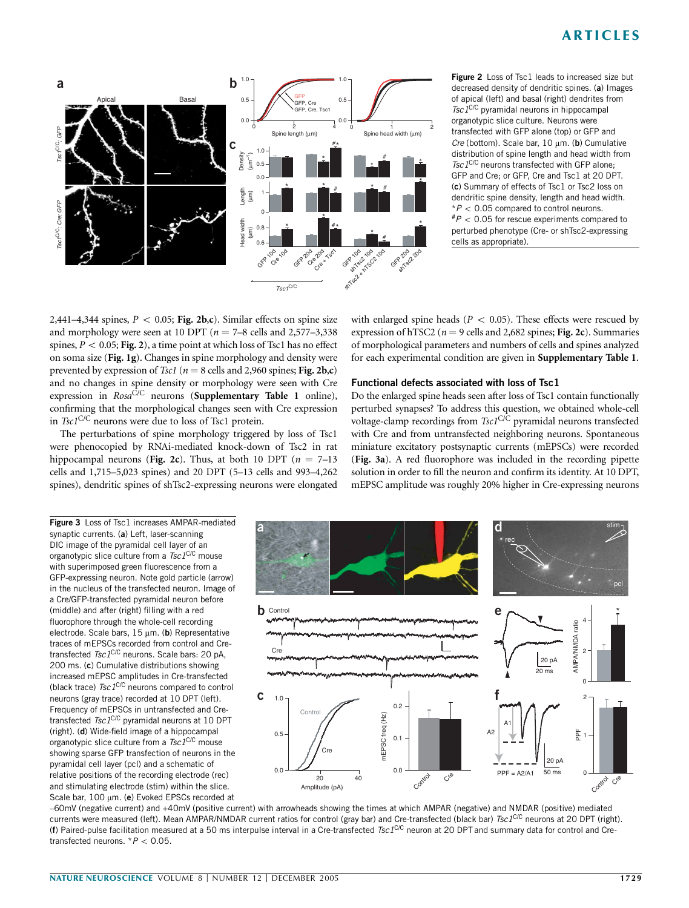**Figure 2** Loss of Tsc1 leads to increased size but decreased density of dendritic spines. (**a**) Images of apical (left) and basal (right) dendrites from *Tsc1*$^{C/C}$ pyramidal neurons in hippocampal organotypic slice culture. Neurons were transfected with GFP alone (top) or GFP and *Cre* (bottom). Scale bar, 10 μm. (**b**) Cumulative distribution of spine length and head width from *Tsc1*$^{C/C}$ neurons transfected with GFP alone; GFP and Cre; or GFP, Cre and Tsc1 at 20 DPT. (**c**) Summary of effects of Tsc1 or Tsc2 loss on dendritic spine density, length and head width. $^{*}P < 0.05$ compared to control neurons. $^{\#}P < 0.05$ for rescue experiments compared to perturbed phenotype (Cre- or shTsc2-expressing cells as appropriate).

2,441–4,344 spines, $P < 0.05$; **Fig. 2b,c**). Similar effects on spine size and morphology were seen at 10 DPT ($n$ = 7–8 cells and 2,577–3,338 spines, $P < 0.05$; **Fig. 2**), a time point at which loss of Tsc1 has no effect on soma size (**Fig. 1g**). Changes in spine morphology and density were prevented by expression of *Tsc1* ($n$ = 8 cells and 2,960 spines; **Fig. 2b,c**) and no changes in spine density or morphology were seen with Cre expression in *Rosa*$^{C/C}$ neurons (**Supplementary Table 1** online), confirming that the morphological changes seen with Cre expression in *Tsc1*$^{C/C}$ neurons were due to loss of Tsc1 protein.

The perturbations of spine morphology triggered by loss of Tsc1 were phenocopied by RNAi-mediated knock-down of Tsc2 in rat hippocampal neurons (**Fig. 2c**). Thus, at both 10 DPT ($n$ = 7–13 cells and 1,715–5,023 spines) and 20 DPT (5–13 cells and 993–4,262 spines), dendritic spines of shTsc2-expressing neurons were elongated with enlarged spine heads ($P < 0.05$). These effects were rescued by expression of hTSC2 ($n$ = 9 cells and 2,682 spines; **Fig. 2c**). Summaries of morphological parameters and numbers of cells and spines analyzed for each experimental condition are given in **Supplementary Table 1**.

## Functional defects associated with loss of Tsc1

Do the enlarged spine heads seen after loss of Tsc1 contain functionally perturbed synapses? To address this question, we obtained whole-cell voltage-clamp recordings from *Tsc1*$^{C/C}$ pyramidal neurons transfected with Cre and from untransfected neighboring neurons. Spontaneous miniature excitatory postsynaptic currents (mEPSCs) were recorded (**Fig. 3a**). A red fluorophore was included in the recording pipette solution in order to fill the neuron and confirm its identity. At 10 DPT, mEPSC amplitude was roughly 20% higher in Cre-expressing neurons

**Figure 3** Loss of Tsc1 increases AMPAR-mediated synaptic currents. (**a**) Left, laser-scanning DIC image of the pyramidal cell layer of an organotypic slice culture from a *Tsc1*$^{C/C}$ mouse with superimposed green fluorescence from a GFP-expressing neuron. Note gold particle (arrow) in the nucleus of the transfected neuron. Image of a Cre/GFP-transfected pyramidal neuron before (middle) and after (right) filling with a red fluorophore through the whole-cell recording electrode. Scale bars, 15 μm. (**b**) Representative traces of mEPSCs recorded from control and Cre-transfected *Tsc1*$^{C/C}$ neurons. Scale bars: 20 pA, 200 ms. (**c**) Cumulative distributions showing increased mEPSC amplitudes in Cre-transfected (black trace) *Tsc1*$^{C/C}$ neurons compared to control neurons (gray trace) recorded at 10 DPT (left). Frequency of mEPSCs in untransfected and Cre-transfected *Tsc1*$^{C/C}$ pyramidal neurons at 10 DPT (right). (**d**) Wide-field image of a hippocampal organotypic slice culture from a *Tsc1*$^{C/C}$ mouse showing sparse GFP transfection of neurons in the pyramidal cell layer (pcl) and a schematic of relative positions of the recording electrode (rec) and stimulating electrode (stim) within the slice. Scale bar, 100 μm. (**e**) Evoked EPSCs recorded at −60mV (negative current) and +40mV (positive current) with arrowheads showing the times at which AMPAR (negative) and NMDAR (positive) mediated currents were measured (left). Mean AMPAR/NMDAR current ratios for control (gray bar) and Cre-transfected (black bar) *Tsc1*$^{C/C}$ neurons at 20 DPT (right). (**f**) Paired-pulse facilitation measured at a 50 ms interpulse interval in a Cre-transfected *Tsc1*$^{C/C}$ neuron at 20 DPT and summary data for control and Cre-transfected neurons. $^{*}P < 0.05$.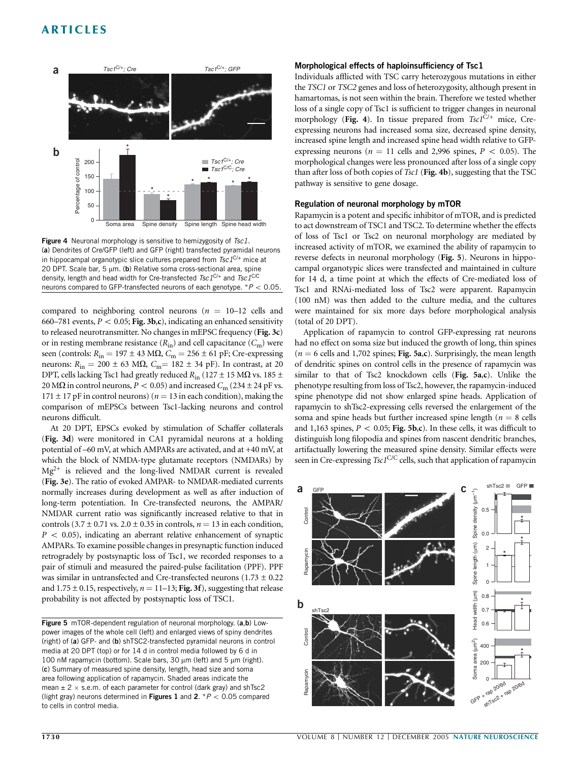Figure 4 Neuronal morphology is sensitive to hemizygosity of *Tsc1*. (**a**) Dendrites of Cre/GFP (left) and GFP (right) transfected pyramidal neurons in hippocampal organotypic slice cultures prepared from $Tsc1^{C/+}$ mice at 20 DPT. Scale bar, 5 μm. (**b**) Relative soma cross-sectional area, spine density, length and head width for Cre-transfected $Tsc1^{C/+}$ and $Tsc1^{C/C}$ neurons compared to GFP-transfected neurons of each genotype. $*P < 0.05$.

compared to neighboring control neurons ($n$ = 10–12 cells and 660–781 events, $P < 0.05$; **Fig. 3b,c**), indicating an enhanced sensitivity to released neurotransmitter. No changes in mEPSC frequency (**Fig. 3c**) or in resting membrane resistance ($R_{in}$) and cell capacitance ($C_m$) were seen (controls: $R_{in}$ = 197 ± 43 MΩ, $C_m$ = 256 ± 61 pF; Cre-expressing neurons: $R_{in}$ = 200 ± 63 MΩ, $C_m$= 182 ± 34 pF). In contrast, at 20 DPT, cells lacking Tsc1 had greatly reduced $R_{in}$ (127 ± 15 MΩ vs. 185 ± 20 MΩ in control neurons, $P < 0.05$) and increased $C_m$ (234 ± 24 pF vs. 171 ± 17 pF in control neurons) ($n$ = 13 in each condition), making the comparison of mEPSCs between Tsc1-lacking neurons and control neurons difficult.

At 20 DPT, EPSCs evoked by stimulation of Schaffer collaterals (**Fig. 3d**) were monitored in CA1 pyramidal neurons at a holding potential of –60 mV, at which AMPARs are activated, and at +40 mV, at which the block of NMDA-type glutamate receptors (NMDARs) by $Mg^{2+}$ is relieved and the long-lived NMDAR current is revealed (**Fig. 3e**). The ratio of evoked AMPAR- to NMDAR-mediated currents normally increases during development as well as after induction of long-term potentiation. In Cre-transfected neurons, the AMPAR/NMDAR current ratio was significantly increased relative to that in controls (3.7 ± 0.71 vs. 2.0 ± 0.35 in controls, $n$ = 13 in each condition, $P < 0.05$), indicating an aberrant relative enhancement of synaptic AMPARs. To examine possible changes in presynaptic function induced retrogradely by postsynaptic loss of Tsc1, we recorded responses to a pair of stimuli and measured the paired-pulse facilitation (PPF). PPF was similar in untransfected and Cre-transfected neurons (1.73 ± 0.22 and 1.75 ± 0.15, respectively, $n$ = 11–13; **Fig. 3f**), suggesting that release probability is not affected by postsynaptic loss of TSC1.

### Morphological effects of haploinsufficiency of Tsc1

Individuals afflicted with TSC carry heterozygous mutations in either the *TSC1* or *TSC2* genes and loss of heterozygosity, although present in hamartomas, is not seen within the brain. Therefore we tested whether loss of a single copy of Tsc1 is sufficient to trigger changes in neuronal morphology (**Fig. 4**). In tissue prepared from $Tsc1^{C/+}$ mice, Cre-expressing neurons had increased soma size, decreased spine density, increased spine length and increased spine head width relative to GFP-expressing neurons ($n$ = 11 cells and 2,996 spines, $P < 0.05$). The morphological changes were less pronounced after loss of a single copy than after loss of both copies of *Tsc1* (**Fig. 4b**), suggesting that the TSC pathway is sensitive to gene dosage.

### Regulation of neuronal morphology by mTOR

Rapamycin is a potent and specific inhibitor of mTOR, and is predicted to act downstream of TSC1 and TSC2. To determine whether the effects of loss of Tsc1 or Tsc2 on neuronal morphology are mediated by increased activity of mTOR, we examined the ability of rapamycin to reverse defects in neuronal morphology (**Fig. 5**). Neurons in hippocampal organotypic slices were transfected and maintained in culture for 14 d, a time point at which the effects of Cre-mediated loss of Tsc1 and RNAi-mediated loss of Tsc2 were apparent. Rapamycin (100 nM) was then added to the culture media, and the cultures were maintained for six more days before morphological analysis (total of 20 DPT).

Application of rapamycin to control GFP-expressing rat neurons had no effect on soma size but induced the growth of long, thin spines ($n$ = 6 cells and 1,702 spines; **Fig. 5a,c**). Surprisingly, the mean length of dendritic spines on control cells in the presence of rapamycin was similar to that of Tsc2 knockdown cells (**Fig. 5a,c**). Unlike the phenotype resulting from loss of Tsc2, however, the rapamycin-induced spine phenotype did not show enlarged spine heads. Application of rapamycin to shTsc2-expressing cells reversed the enlargement of the soma and spine heads but further increased spine length ($n$ = 8 cells and 1,163 spines, $P < 0.05$; **Fig. 5b,c**). In these cells, it was difficult to distinguish long filopodia and spines from nascent dendritic branches, artifactually lowering the measured spine density. Similar effects were seen in Cre-expressing $Tsc1^{C/C}$ cells, such that application of rapamycin

Figure 5 mTOR-dependent regulation of neuronal morphology. (**a**,**b**) Low-power images of the whole cell (left) and enlarged views of spiny dendrites (right) of (**a**) GFP- and (**b**) shTSC2-transfected pyramidal neurons in control media at 20 DPT (top) or for 14 d in control media followed by 6 d in 100 nM rapamycin (bottom). Scale bars, 30 μm (left) and 5 μm (right). (**c**) Summary of measured spine density, length, head size and soma area following application of rapamycin. Shaded areas indicate the mean ± 2 × s.e.m. of each parameter for control (dark gray) and shTsc2 (light gray) neurons determined in **Figures 1** and **2**. $*P < 0.05$ compared to cells in control media.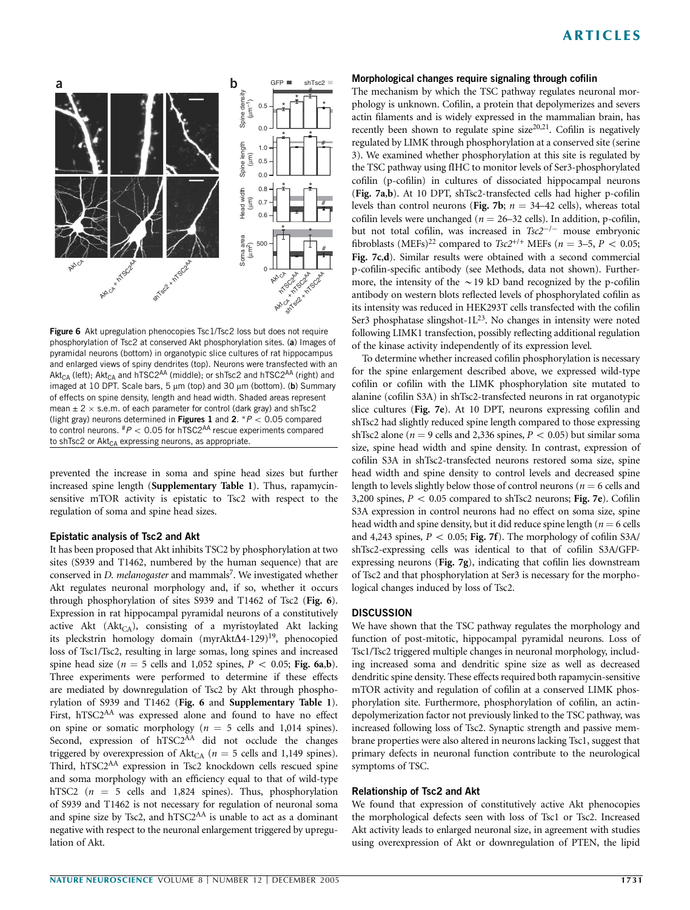**Figure 6** Akt upregulation phenocopies Tsc1/Tsc2 loss but does not require phosphorylation of Tsc2 at conserved Akt phosphorylation sites. (**a**) Images of pyramidal neurons (bottom) in organotypic slice cultures of rat hippocampus and enlarged views of spiny dendrites (top). Neurons were transfected with an $Akt_{CA}$ (left); $Akt_{CA}$ and $hTSC2^{AA}$ (middle); or shTsc2 and $hTSC2^{AA}$ (right) and imaged at 10 DPT. Scale bars, 5 μm (top) and 30 μm (bottom). (**b**) Summary of effects on spine density, length and head width. Shaded areas represent mean ± 2 × s.e.m. of each parameter for control (dark gray) and shTsc2 (light gray) neurons determined in **Figures 1** and **2**. $^{*}P < 0.05$ compared to control neurons. $^{\#}P < 0.05$ for $hTSC2^{AA}$ rescue experiments compared to shTsc2 or $Akt_{CA}$ expressing neurons, as appropriate.

prevented the increase in soma and spine head sizes but further increased spine length (**Supplementary Table 1**). Thus, rapamycin-sensitive mTOR activity is epistatic to Tsc2 with respect to the regulation of soma and spine head sizes.

### Epistatic analysis of Tsc2 and Akt

It has been proposed that Akt inhibits TSC2 by phosphorylation at two sites (S939 and T1462, numbered by the human sequence) that are conserved in *D. melanogaster* and mammals[7]. We investigated whether Akt regulates neuronal morphology and, if so, whether it occurs through phosphorylation of sites S939 and T1462 of Tsc2 (**Fig. 6**). Expression in rat hippocampal pyramidal neurons of a constitutively active Akt ($Akt_{CA}$), consisting of a myristoylated Akt lacking its pleckstrin homology domain (myrAktΔ4-129)[19], phenocopied loss of Tsc1/Tsc2, resulting in large somas, long spines and increased spine head size ($n = 5$ cells and 1,052 spines, $P < 0.05$; **Fig. 6a,b**). Three experiments were performed to determine if these effects are mediated by downregulation of Tsc2 by Akt through phosphorylation of S939 and T1462 (**Fig. 6** and **Supplementary Table 1**). First, $hTSC2^{AA}$ was expressed alone and found to have no effect on spine or somatic morphology ($n = 5$ cells and 1,014 spines). Second, expression of $hTSC2^{AA}$ did not occlude the changes triggered by overexpression of $Akt_{CA}$ ($n = 5$ cells and 1,149 spines). Third, $hTSC2^{AA}$ expression in Tsc2 knockdown cells rescued spine and soma morphology with an efficiency equal to that of wild-type hTSC2 ($n = 5$ cells and 1,824 spines). Thus, phosphorylation of S939 and T1462 is not necessary for regulation of neuronal soma and spine size by Tsc2, and $hTSC2^{AA}$ is unable to act as a dominant negative with respect to the neuronal enlargement triggered by upregulation of Akt.

### Morphological changes require signaling through cofilin

The mechanism by which the TSC pathway regulates neuronal morphology is unknown. Cofilin, a protein that depolymerizes and severs actin filaments and is widely expressed in the mammalian brain, has recently been shown to regulate spine size[20,21]. Cofilin is negatively regulated by LIMK through phosphorylation at a conserved site (serine 3). We examined whether phosphorylation at this site is regulated by the TSC pathway using fIHC to monitor levels of Ser3-phosphorylated cofilin (p-cofilin) in cultures of dissociated hippocampal neurons (**Fig. 7a,b**). At 10 DPT, shTsc2-transfected cells had higher p-cofilin levels than control neurons (**Fig. 7b**; $n = 34$–42 cells), whereas total cofilin levels were unchanged ($n = 26$–32 cells). In addition, p-cofilin, but not total cofilin, was increased in *Tsc2*$^{-/-}$ mouse embryonic fibroblasts (MEFs)[22] compared to *Tsc2*$^{+/+}$ MEFs ($n = 3$–5, $P < 0.05$; **Fig. 7c,d**). Similar results were obtained with a second commercial p-cofilin-specific antibody (see Methods, data not shown). Furthermore, the intensity of the ~19 kD band recognized by the p-cofilin antibody on western blots reflected levels of phosphorylated cofilin as its intensity was reduced in HEK293T cells transfected with the cofilin Ser3 phosphatase slingshot-1L[23]. No changes in intensity were noted following LIMK1 transfection, possibly reflecting additional regulation of the kinase activity independently of its expression level.

To determine whether increased cofilin phosphorylation is necessary for the spine enlargement described above, we expressed wild-type cofilin or cofilin with the LIMK phosphorylation site mutated to alanine (cofilin S3A) in shTsc2-transfected neurons in rat organotypic slice cultures (**Fig. 7e**). At 10 DPT, neurons expressing cofilin and shTsc2 had slightly reduced spine length compared to those expressing shTsc2 alone ($n = 9$ cells and 2,336 spines, $P < 0.05$) but similar soma size, spine head width and spine density. In contrast, expression of cofilin S3A in shTsc2-transfected neurons restored soma size, spine head width and spine density to control levels and decreased spine length to levels slightly below those of control neurons ($n = 6$ cells and 3,200 spines, $P < 0.05$ compared to shTsc2 neurons; **Fig. 7e**). Cofilin S3A expression in control neurons had no effect on soma size, spine head width and spine density, but it did reduce spine length ($n = 6$ cells and 4,243 spines, $P < 0.05$; **Fig. 7f**). The morphology of cofilin S3A/shTsc2-expressing cells was identical to that of cofilin S3A/GFP-expressing neurons (**Fig. 7g**), indicating that cofilin lies downstream of Tsc2 and that phosphorylation at Ser3 is necessary for the morphological changes induced by loss of Tsc2.

## DISCUSSION

We have shown that the TSC pathway regulates the morphology and function of post-mitotic, hippocampal pyramidal neurons. Loss of Tsc1/Tsc2 triggered multiple changes in neuronal morphology, including increased soma and dendritic spine size as well as decreased dendritic spine density. These effects required both rapamycin-sensitive mTOR activity and regulation of cofilin at a conserved LIMK phosphorylation site. Furthermore, phosphorylation of cofilin, an actin-depolymerization factor not previously linked to the TSC pathway, was increased following loss of Tsc2. Synaptic strength and passive membrane properties were also altered in neurons lacking Tsc1, suggest that primary defects in neuronal function contribute to the neurological symptoms of TSC.

### Relationship of Tsc2 and Akt

We found that expression of constitutively active Akt phenocopies the morphological defects seen with loss of Tsc1 or Tsc2. Increased Akt activity leads to enlarged neuronal size, in agreement with studies using overexpression of Akt or downregulation of PTEN, the lipid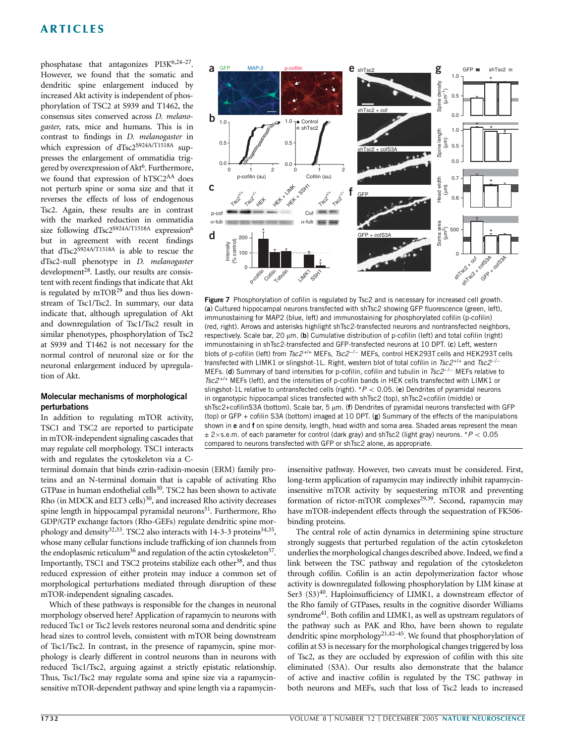phosphatase that antagonizes PI3K[6,24–27]. However, we found that the somatic and dendritic spine enlargement induced by increased Akt activity is independent of phosphorylation of TSC2 at S939 and T1462, the consensus sites conserved across *D. melanogaster*, rats, mice and humans. This is in contrast to findings in *D. melanogaster* in which expression of dTsc2$^{S924A/T1518A}$ suppresses the enlargement of ommatidia triggered by overexpression of Akt[6]. Furthermore, we found that expression of hTSC2$^{AA}$ does not perturb spine or soma size and that it reverses the effects of loss of endogenous Tsc2. Again, these results are in contrast with the marked reduction in ommatidia size following dTsc2$^{S924A/T1518A}$ expression[6] but in agreement with recent findings that dTsc2$^{S924A/T1518A}$ is able to rescue the dTsc2-null phenotype in *D. melanogaster* development[28]. Lastly, our results are consistent with recent findings that indicate that Akt is regulated by mTOR[29] and thus lies downstream of Tsc1/Tsc2. In summary, our data indicate that, although upregulation of Akt and downregulation of Tsc1/Tsc2 result in similar phenotypes, phosphorylation of Tsc2 at S939 and T1462 is not necessary for the normal control of neuronal size or for the neuronal enlargement induced by upregulation of Akt.

## Molecular mechanisms of morphological perturbations

In addition to regulating mTOR activity, TSC1 and TSC2 are reported to participate in mTOR-independent signaling cascades that may regulate cell morphology. TSC1 interacts with and regulates the cytoskeleton via a C-terminal domain that binds ezrin-radixin-moesin (ERM) family proteins and an N-terminal domain that is capable of activating Rho GTPase in human endothelial cells[30]. TSC2 has been shown to activate Rho (in MDCK and ELT3 cells)[30], and increased Rho activity decreases spine length in hippocampal pyramidal neurons[31]. Furthermore, Rho GDP/GTP exchange factors (Rho-GEFs) regulate dendritic spine morphology and density[32,33]. TSC2 also interacts with 14-3-3 proteins[34,35], whose many cellular functions include trafficking of ion channels from the endoplasmic reticulum[36] and regulation of the actin cytoskeleton[37]. Importantly, TSC1 and TSC2 proteins stabilize each other[38], and thus reduced expression of either protein may induce a common set of morphological perturbations mediated through disruption of these mTOR-independent signaling cascades.

Which of these pathways is responsible for the changes in neuronal morphology observed here? Application of rapamycin to neurons with reduced Tsc1 or Tsc2 levels restores neuronal soma and dendritic spine head sizes to control levels, consistent with mTOR being downstream of Tsc1/Tsc2. In contrast, in the presence of rapamycin, spine morphology is clearly different in control neurons than in neurons with reduced Tsc1/Tsc2, arguing against a strictly epistatic relationship. Thus, Tsc1/Tsc2 may regulate soma and spine size via a rapamycin-sensitive mTOR-dependent pathway and spine length via a rapamycin-insensitive pathway. However, two caveats must be considered. First, long-term application of rapamycin may indirectly inhibit rapamycin-insensitive mTOR activity by sequestering mTOR and preventing formation of rictor-mTOR complexes[29,39]. Second, rapamycin may have mTOR-independent effects through the sequestration of FK506-binding proteins.

The central role of actin dynamics in determining spine structure strongly suggests that perturbed regulation of the actin cytoskeleton underlies the morphological changes described above. Indeed, we find a link between the TSC pathway and regulation of the cytoskeleton through cofilin. Cofilin is an actin depolymerization factor whose activity is downregulated following phosphorylation by LIM kinase at Ser3 (S3)[40]. Haploinsufficiency of LIMK1, a downstream effector of the Rho family of GTPases, results in the cognitive disorder Williams syndrome[41]. Both cofilin and LIMK1, as well as upstream regulators of the pathway such as PAK and Rho, have been shown to regulate dendritic spine morphology[21,42–45]. We found that phosphorylation of cofilin at S3 is necessary for the morphological changes triggered by loss of Tsc2, as they are occluded by expression of cofilin with this site eliminated (S3A). Our results also demonstrate that the balance of active and inactive cofilin is regulated by the TSC pathway in both neurons and MEFs, such that loss of Tsc2 leads to increased

**Figure 7** Phosphorylation of cofilin is regulated by Tsc2 and is necessary for increased cell growth. (**a**) Cultured hippocampal neurons transfected with shTsc2 showing GFP fluorescence (green, left), immunostaining for MAP2 (blue, left) and immunostaining for phosphorylated cofilin (p-cofilin) (red, right). Arrows and asterisks highlight shTsc2-transfected neurons and nontransfected neighbors, respectively. Scale bar, 20 μm. (**b**) Cumulative distribution of p-cofilin (left) and total cofilin (right) immunostaining in shTsc2-transfected and GFP-transfected neurons at 10 DPT. (**c**) Left, western blots of p-cofilin (left) from *Tsc2*$^{+/+}$ MEFs, *Tsc2*$^{-/-}$ MEFs, control HEK293T cells and HEK293T cells transfected with LIMK1 or slingshot-1L. Right, western blot of total cofilin in *Tsc2*$^{+/+}$ and *Tsc2*$^{-/-}$ MEFs. (**d**) Summary of band intensities for p-cofilin, cofilin and tubulin in *Tsc2*$^{-/-}$ MEFs relative to *Tsc2*$^{+/+}$ MEFs (left), and the intensities of p-cofilin bands in HEK cells transfected with LIMK1 or slingshot-1L relative to untransfected cells (right). $*P < 0.05$. (**e**) Dendrites of pyramidal neurons in organotypic hippocampal slices transfected with shTsc2 (top), shTsc2+cofilin (middle) or shTsc2+cofilinS3A (bottom). Scale bar, 5 μm. (**f**) Dendrites of pyramidal neurons transfected with GFP (top) or GFP + cofilin S3A (bottom) imaged at 10 DPT. (**g**) Summary of the effects of the manipulations shown in **e** and **f** on spine density, length, head width and soma area. Shaded areas represent the mean ± 2×s.e.m. of each parameter for control (dark gray) and shTsc2 (light gray) neurons. $*P < 0.05$ compared to neurons transfected with GFP or shTsc2 alone, as appropriate.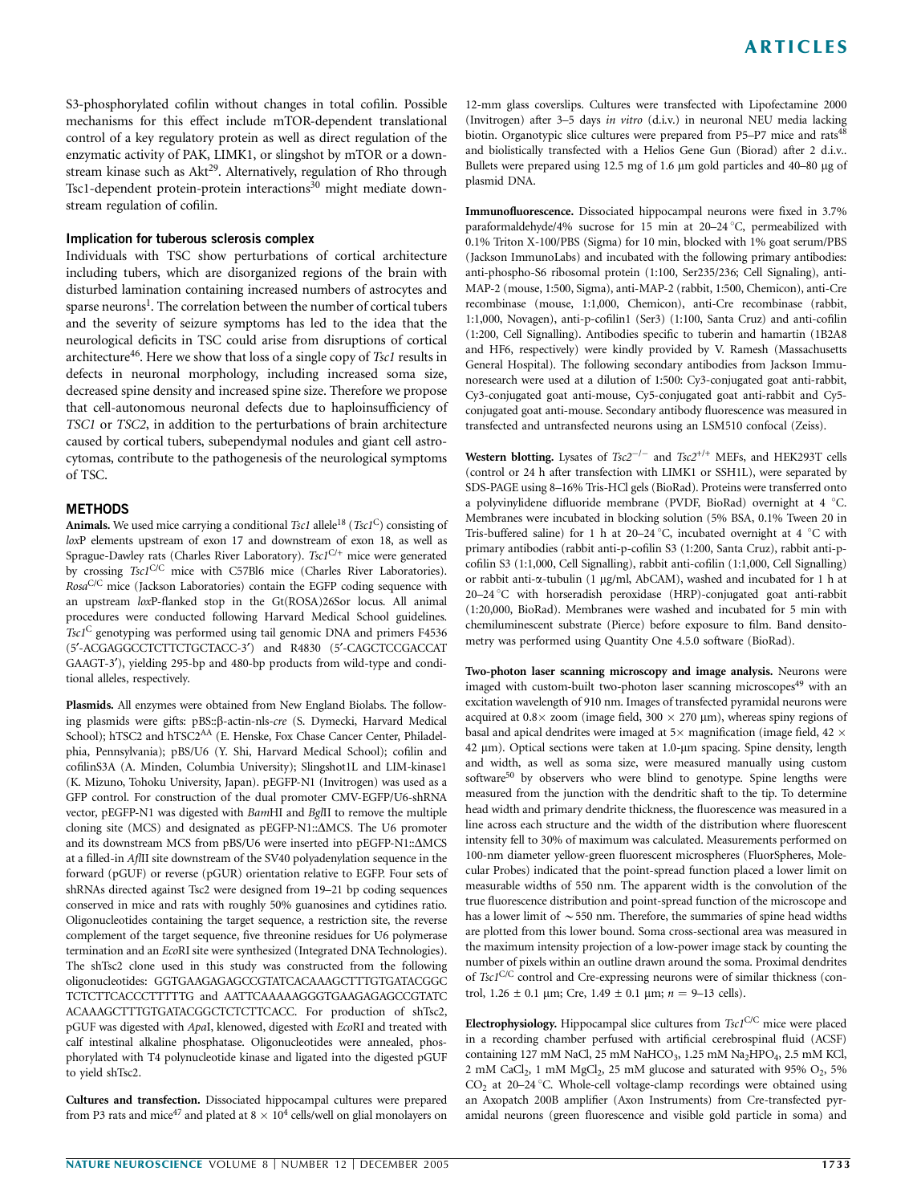S3-phosphorylated cofilin without changes in total cofilin. Possible mechanisms for this effect include mTOR-dependent translational control of a key regulatory protein as well as direct regulation of the enzymatic activity of PAK, LIMK1, or slingshot by mTOR or a downstream kinase such as Akt[29]. Alternatively, regulation of Rho through Tsc1-dependent protein-protein interactions[30] might mediate downstream regulation of cofilin.

### Implication for tuberous sclerosis complex

Individuals with TSC show perturbations of cortical architecture including tubers, which are disorganized regions of the brain with disturbed lamination containing increased numbers of astrocytes and sparse neurons[1]. The correlation between the number of cortical tubers and the severity of seizure symptoms has led to the idea that the neurological deficits in TSC could arise from disruptions of cortical architecture[46]. Here we show that loss of a single copy of *Tsc1* results in defects in neuronal morphology, including increased soma size, decreased spine density and increased spine size. Therefore we propose that cell-autonomous neuronal defects due to haploinsufficiency of *TSC1* or *TSC2*, in addition to the perturbations of brain architecture caused by cortical tubers, subependymal nodules and giant cell astrocytomas, contribute to the pathogenesis of the neurological symptoms of TSC.

## METHODS

**Animals.** We used mice carrying a conditional *Tsc1* allele[18] (*Tsc1*$^{C}$) consisting of *lox*P elements upstream of exon 17 and downstream of exon 18, as well as Sprague-Dawley rats (Charles River Laboratory). *Tsc1*$^{C/+}$ mice were generated by crossing *Tsc1*$^{C/C}$ mice with C57Bl6 mice (Charles River Laboratories). *Rosa*$^{C/C}$ mice (Jackson Laboratories) contain the EGFP coding sequence with an upstream *lox*P-flanked stop in the Gt(ROSA)26Sor locus. All animal procedures were conducted following Harvard Medical School guidelines. *Tsc1*$^{C}$ genotyping was performed using tail genomic DNA and primers F4536 (5′-ACGAGGCCTCTTCTGCTACC-3′) and R4830 (5′-CAGCTCCGACCAT GAAGT-3′), yielding 295-bp and 480-bp products from wild-type and conditional alleles, respectively.

**Plasmids.** All enzymes were obtained from New England Biolabs. The following plasmids were gifts: pBS::β-actin-nls-*cre* (S. Dymecki, Harvard Medical School); hTSC2 and hTSC2$^{AA}$ (E. Henske, Fox Chase Cancer Center, Philadelphia, Pennsylvania); pBS/U6 (Y. Shi, Harvard Medical School); cofilin and cofilinS3A (A. Minden, Columbia University); Slingshot1L and LIM-kinase1 (K. Mizuno, Tohoku University, Japan). pEGFP-N1 (Invitrogen) was used as a GFP control. For construction of the dual promoter CMV-EGFP/U6-shRNA vector, pEGFP-N1 was digested with *Bam*HI and *Bgl*II to remove the multiple cloning site (MCS) and designated as pEGFP-N1::ΔMCS. The U6 promoter and its downstream MCS from pBS/U6 were inserted into pEGFP-N1::ΔMCS at a filled-in *Afl*III site downstream of the SV40 polyadenylation sequence in the forward (pGUF) or reverse (pGUR) orientation relative to EGFP. Four sets of shRNAs directed against Tsc2 were designed from 19–21 bp coding sequences conserved in mice and rats with roughly 50% guanosines and cytidines ratio. Oligonucleotides containing the target sequence, a restriction site, the reverse complement of the target sequence, five threonine residues for U6 polymerase termination and an *Eco*RI site were synthesized (Integrated DNA Technologies). The shTsc2 clone used in this study was constructed from the following oligonucleotides: GGTGAAGAGAGCCGTATCACAAAGCTTTGTGATACGGC TCTCTTCACCCTTTTTG and AATTCAAAAAGGGTGAAGAGAGCCGTATC ACAAAGCTTTGTGATACGGCTCTCTTCACC. For production of shTsc2, pGUF was digested with *Apa*I, klenowed, digested with *Eco*RI and treated with calf intestinal alkaline phosphatase. Oligonucleotides were annealed, phosphorylated with T4 polynucleotide kinase and ligated into the digested pGUF to yield shTsc2.

**Cultures and transfection.** Dissociated hippocampal cultures were prepared from P3 rats and mice[47] and plated at $8 \times 10^4$ cells/well on glial monolayers on 12-mm glass coverslips. Cultures were transfected with Lipofectamine 2000 (Invitrogen) after 3–5 days *in vitro* (d.i.v.) in neuronal NEU media lacking biotin. Organotypic slice cultures were prepared from P5–P7 mice and rats[48] and biolistically transfected with a Helios Gene Gun (Biorad) after 2 d.i.v.. Bullets were prepared using 12.5 mg of 1.6 μm gold particles and 40–80 μg of plasmid DNA.

**Immunofluorescence.** Dissociated hippocampal neurons were fixed in 3.7% paraformaldehyde/4% sucrose for 15 min at 20–24 °C, permeabilized with 0.1% Triton X-100/PBS (Sigma) for 10 min, blocked with 1% goat serum/PBS (Jackson ImmunoLabs) and incubated with the following primary antibodies: anti-phospho-S6 ribosomal protein (1:100, Ser235/236; Cell Signaling), anti-MAP-2 (mouse, 1:500, Sigma), anti-MAP-2 (rabbit, 1:500, Chemicon), anti-Cre recombinase (mouse, 1:1,000, Chemicon), anti-Cre recombinase (rabbit, 1:1,000, Novagen), anti-p-cofilin1 (Ser3) (1:100, Santa Cruz) and anti-cofilin (1:200, Cell Signalling). Antibodies specific to tuberin and hamartin (1B2A8 and HF6, respectively) were kindly provided by V. Ramesh (Massachusetts General Hospital). The following secondary antibodies from Jackson Immunoresearch were used at a dilution of 1:500: Cy3-conjugated goat anti-rabbit, Cy3-conjugated goat anti-mouse, Cy5-conjugated goat anti-rabbit and Cy5-conjugated goat anti-mouse. Secondary antibody fluorescence was measured in transfected and untransfected neurons using an LSM510 confocal (Zeiss).

**Western blotting.** Lysates of *Tsc2*$^{-/-}$ and *Tsc2*$^{+/+}$ MEFs, and HEK293T cells (control or 24 h after transfection with LIMK1 or SSH1L), were separated by SDS-PAGE using 8–16% Tris-HCl gels (BioRad). Proteins were transferred onto a polyvinylidene difluoride membrane (PVDF, BioRad) overnight at 4 °C. Membranes were incubated in blocking solution (5% BSA, 0.1% Tween 20 in Tris-buffered saline) for 1 h at 20–24 °C, incubated overnight at 4 °C with primary antibodies (rabbit anti-p-cofilin S3 (1:200, Santa Cruz), rabbit anti-p-cofilin S3 (1:1,000, Cell Signalling), rabbit anti-cofilin (1:1,000, Cell Signalling) or rabbit anti-α-tubulin (1 μg/ml, AbCAM), washed and incubated for 1 h at 20–24 °C with horseradish peroxidase (HRP)-conjugated goat anti-rabbit (1:20,000, BioRad). Membranes were washed and incubated for 5 min with chemiluminescent substrate (Pierce) before exposure to film. Band densitometry was performed using Quantity One 4.5.0 software (BioRad).

**Two-photon laser scanning microscopy and image analysis.** Neurons were imaged with custom-built two-photon laser scanning microscopes[49] with an excitation wavelength of 910 nm. Images of transfected pyramidal neurons were acquired at 0.8× zoom (image field, 300 × 270 μm), whereas spiny regions of basal and apical dendrites were imaged at 5× magnification (image field, 42 × 42 μm). Optical sections were taken at 1.0-μm spacing. Spine density, length and width, as well as soma size, were measured manually using custom software[50] by observers who were blind to genotype. Spine lengths were measured from the junction with the dendritic shaft to the tip. To determine head width and primary dendrite thickness, the fluorescence was measured in a line across each structure and the width of the distribution where fluorescent intensity fell to 30% of maximum was calculated. Measurements performed on 100-nm diameter yellow-green fluorescent microspheres (FluorSpheres, Molecular Probes) indicated that the point-spread function placed a lower limit on measurable widths of 550 nm. The apparent width is the convolution of the true fluorescence distribution and point-spread function of the microscope and has a lower limit of ∼550 nm. Therefore, the summaries of spine head widths are plotted from this lower bound. Soma cross-sectional area was measured in the maximum intensity projection of a low-power image stack by counting the number of pixels within an outline drawn around the soma. Proximal dendrites of *Tsc1*$^{C/C}$ control and Cre-expressing neurons were of similar thickness (control, 1.26 ± 0.1 μm; Cre, 1.49 ± 0.1 μm; $n$ = 9–13 cells).

**Electrophysiology.** Hippocampal slice cultures from *Tsc1*$^{C/C}$ mice were placed in a recording chamber perfused with artificial cerebrospinal fluid (ACSF) containing 127 mM NaCl, 25 mM $NaHCO_3$, 1.25 mM $Na_2HPO_4$, 2.5 mM KCl, 2 mM $CaCl_2$, 1 mM $MgCl_2$, 25 mM glucose and saturated with 95% $O_2$, 5% $CO_2$ at 20–24 °C. Whole-cell voltage-clamp recordings were obtained using an Axopatch 200B amplifier (Axon Instruments) from Cre-transfected pyramidal neurons (green fluorescence and visible gold particle in soma) and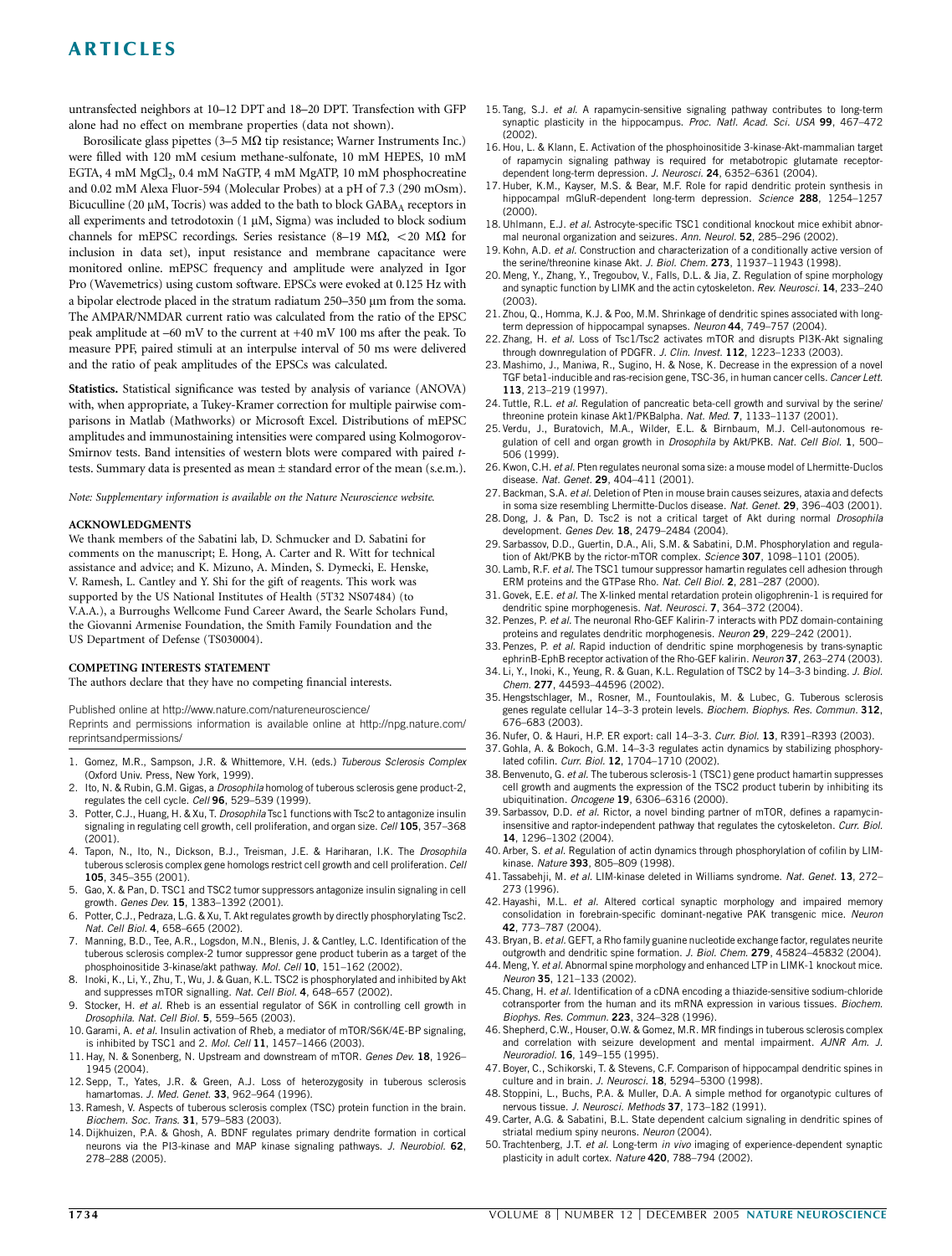untransfected neighbors at 10–12 DPT and 18–20 DPT. Transfection with GFP alone had no effect on membrane properties (data not shown).

Borosilicate glass pipettes (3–5 MΩ tip resistance; Warner Instruments Inc.) were filled with 120 mM cesium methane-sulfonate, 10 mM HEPES, 10 mM EGTA, 4 mM $MgCl_2$, 0.4 mM NaGTP, 4 mM MgATP, 10 mM phosphocreatine and 0.02 mM Alexa Fluor-594 (Molecular Probes) at a pH of 7.3 (290 mOsm). Bicuculline (20 μM, Tocris) was added to the bath to block $GABA_A$ receptors in all experiments and tetrodotoxin (1 μM, Sigma) was included to block sodium channels for mEPSC recordings. Series resistance (8–19 MΩ, <20 MΩ for inclusion in data set), input resistance and membrane capacitance were monitored online. mEPSC frequency and amplitude were analyzed in Igor Pro (Wavemetrics) using custom software. EPSCs were evoked at 0.125 Hz with a bipolar electrode placed in the stratum radiatum 250–350 μm from the soma. The AMPAR/NMDAR current ratio was calculated from the ratio of the EPSC peak amplitude at –60 mV to the current at +40 mV 100 ms after the peak. To measure PPF, paired stimuli at an interpulse interval of 50 ms were delivered and the ratio of peak amplitudes of the EPSCs was calculated.

**Statistics.** Statistical significance was tested by analysis of variance (ANOVA) with, when appropriate, a Tukey-Kramer correction for multiple pairwise comparisons in Matlab (Mathworks) or Microsoft Excel. Distributions of mEPSC amplitudes and immunostaining intensities were compared using Kolmogorov-Smirnov tests. Band intensities of western blots were compared with paired *t*-tests. Summary data is presented as mean ± standard error of the mean (s.e.m.).

*Note: Supplementary information is available on the Nature Neuroscience website.*

#### ACKNOWLEDGMENTS

We thank members of the Sabatini lab, D. Schmucker and D. Sabatini for comments on the manuscript; E. Hong, A. Carter and R. Witt for technical assistance and advice; and K. Mizuno, A. Minden, S. Dymecki, E. Henske, V. Ramesh, L. Cantley and Y. Shi for the gift of reagents. This work was supported by the US National Institutes of Health (5T32 NS07484) (to V.A.A.), a Burroughs Wellcome Fund Career Award, the Searle Scholars Fund, the Giovanni Armenise Foundation, the Smith Family Foundation and the US Department of Defense (TS030004).

#### COMPETING INTERESTS STATEMENT

The authors declare that they have no competing financial interests.

Published online at http://www.nature.com/natureneuroscience/
Reprints and permissions information is available online at http://npg.nature.com/reprintsandpermissions/

1. Gomez, M.R., Sampson, J.R. & Whittemore, V.H. (eds.) *Tuberous Sclerosis Complex* (Oxford Univ. Press, New York, 1999).
2. Ito, N. & Rubin, G.M. Gigas, a *Drosophila* homolog of tuberous sclerosis gene product-2, regulates the cell cycle. *Cell* **96**, 529–539 (1999).
3. Potter, C.J., Huang, H. & Xu, T. *Drosophila* Tsc1 functions with Tsc2 to antagonize insulin signaling in regulating cell growth, cell proliferation, and organ size. *Cell* **105**, 357–368 (2001).
4. Tapon, N., Ito, N., Dickson, B.J., Treisman, J.E. & Hariharan, I.K. The *Drosophila* tuberous sclerosis complex gene homologs restrict cell growth and cell proliferation. *Cell* **105**, 345–355 (2001).
5. Gao, X. & Pan, D. TSC1 and TSC2 tumor suppressors antagonize insulin signaling in cell growth. *Genes Dev.* **15**, 1383–1392 (2001).
6. Potter, C.J., Pedraza, L.G. & Xu, T. Akt regulates growth by directly phosphorylating Tsc2. *Nat. Cell Biol.* **4**, 658–665 (2002).
7. Manning, B.D., Tee, A.R., Logsdon, M.N., Blenis, J. & Cantley, L.C. Identification of the tuberous sclerosis complex-2 tumor suppressor gene product tuberin as a target of the phosphoinositide 3-kinase/akt pathway. *Mol. Cell* **10**, 151–162 (2002).
8. Inoki, K., Li, Y., Zhu, T., Wu, J. & Guan, K.L. TSC2 is phosphorylated and inhibited by Akt and suppresses mTOR signalling. *Nat. Cell Biol.* **4**, 648–657 (2002).
9. Stocker, H. *et al.* Rheb is an essential regulator of S6K in controlling cell growth in *Drosophila*. *Nat. Cell Biol.* **5**, 559–565 (2003).
10. Garami, A. *et al.* Insulin activation of Rheb, a mediator of mTOR/S6K/4E-BP signaling, is inhibited by TSC1 and 2. *Mol. Cell* **11**, 1457–1466 (2003).
11. Hay, N. & Sonenberg, N. Upstream and downstream of mTOR. *Genes Dev.* **18**, 1926–1945 (2004).
12. Sepp, T., Yates, J.R. & Green, A.J. Loss of heterozygosity in tuberous sclerosis hamartomas. *J. Med. Genet.* **33**, 962–964 (1996).
13. Ramesh, V. Aspects of tuberous sclerosis complex (TSC) protein function in the brain. *Biochem. Soc. Trans.* **31**, 579–583 (2003).
14. Dijkhuizen, P.A. & Ghosh, A. BDNF regulates primary dendrite formation in cortical neurons via the PI3-kinase and MAP kinase signaling pathways. *J. Neurobiol.* **62**, 278–288 (2005).
15. Tang, S.J. *et al.* A rapamycin-sensitive signaling pathway contributes to long-term synaptic plasticity in the hippocampus. *Proc. Natl. Acad. Sci. USA* **99**, 467–472 (2002).
16. Hou, L. & Klann, E. Activation of the phosphoinositide 3-kinase-Akt-mammalian target of rapamycin signaling pathway is required for metabotropic glutamate receptor-dependent long-term depression. *J. Neurosci.* **24**, 6352–6361 (2004).
17. Huber, K.M., Kayser, M.S. & Bear, M.F. Role for rapid dendritic protein synthesis in hippocampal mGluR-dependent long-term depression. *Science* **288**, 1254–1257 (2000).
18. Uhlmann, E.J. *et al.* Astrocyte-specific TSC1 conditional knockout mice exhibit abnormal neuronal organization and seizures. *Ann. Neurol.* **52**, 285–296 (2002).
19. Kohn, A.D. *et al.* Construction and characterization of a conditionally active version of the serine/threonine kinase Akt. *J. Biol. Chem.* **273**, 11937–11943 (1998).
20. Meng, Y., Zhang, Y., Tregoubov, V., Falls, D.L. & Jia, Z. Regulation of spine morphology and synaptic function by LIMK and the actin cytoskeleton. *Rev. Neurosci.* **14**, 233–240 (2003).
21. Zhou, Q., Homma, K.J. & Poo, M.M. Shrinkage of dendritic spines associated with long-term depression of hippocampal synapses. *Neuron* **44**, 749–757 (2004).
22. Zhang, H. *et al.* Loss of Tsc1/Tsc2 activates mTOR and disrupts PI3K-Akt signaling through downregulation of PDGFR. *J. Clin. Invest.* **112**, 1223–1233 (2003).
23. Mashimo, J., Maniwa, R., Sugino, H. & Nose, K. Decrease in the expression of a novel TGF beta1-inducible and ras-recision gene, TSC-36, in human cancer cells. *Cancer Lett.* **113**, 213–219 (1997).
24. Tuttle, R.L. *et al.* Regulation of pancreatic beta-cell growth and survival by the serine/threonine protein kinase Akt1/PKBalpha. *Nat. Med.* **7**, 1133–1137 (2001).
25. Verdu, J., Buratovich, M.A., Wilder, E.L. & Birnbaum, M.J. Cell-autonomous regulation of cell and organ growth in *Drosophila* by Akt/PKB. *Nat. Cell Biol.* **1**, 500–506 (1999).
26. Kwon, C.H. *et al.* Pten regulates neuronal soma size: a mouse model of Lhermitte-Duclos disease. *Nat. Genet.* **29**, 404–411 (2001).
27. Backman, S.A. *et al.* Deletion of Pten in mouse brain causes seizures, ataxia and defects in soma size resembling Lhermitte-Duclos disease. *Nat. Genet.* **29**, 396–403 (2001).
28. Dong, J. & Pan, D. Tsc2 is not a critical target of Akt during normal *Drosophila* development. *Genes Dev.* **18**, 2479–2484 (2004).
29. Sarbassov, D.D., Guertin, D.A., Ali, S.M. & Sabatini, D.M. Phosphorylation and regulation of Akt/PKB by the rictor-mTOR complex. *Science* **307**, 1098–1101 (2005).
30. Lamb, R.F. *et al.* The TSC1 tumour suppressor hamartin regulates cell adhesion through ERM proteins and the GTPase Rho. *Nat. Cell Biol.* **2**, 281–287 (2000).
31. Govek, E.E. *et al.* The X-linked mental retardation protein oligophrenin-1 is required for dendritic spine morphogenesis. *Nat. Neurosci.* **7**, 364–372 (2004).
32. Penzes, P. *et al.* The neuronal Rho-GEF Kalirin-7 interacts with PDZ domain-containing proteins and regulates dendritic morphogenesis. *Neuron* **29**, 229–242 (2001).
33. Penzes, P. *et al.* Rapid induction of dendritic spine morphogenesis by trans-synaptic ephrinB-EphB receptor activation of the Rho-GEF kalirin. *Neuron* **37**, 263–274 (2003).
34. Li, Y., Inoki, K., Yeung, R. & Guan, K.L. Regulation of TSC2 by 14–3-3 binding. *J. Biol. Chem.* **277**, 44593–44596 (2002).
35. Hengstschlager, M., Rosner, M., Fountoulakis, M. & Lubec, G. Tuberous sclerosis genes regulate cellular 14–3-3 protein levels. *Biochem. Biophys. Res. Commun.* **312**, 676–683 (2003).
36. Nufer, O. & Hauri, H.P. ER export: call 14–3-3. *Curr. Biol.* **13**, R391–R393 (2003).
37. Gohla, A. & Bokoch, G.M. 14–3-3 regulates actin dynamics by stabilizing phosphorylated cofilin. *Curr. Biol.* **12**, 1704–1710 (2002).
38. Benvenuto, G. *et al.* The tuberous sclerosis-1 (TSC1) gene product hamartin suppresses cell growth and augments the expression of the TSC2 product tuberin by inhibiting its ubiquitination. *Oncogene* **19**, 6306–6316 (2000).
39. Sarbassov, D.D. *et al.* Rictor, a novel binding partner of mTOR, defines a rapamycin-insensitive and raptor-independent pathway that regulates the cytoskeleton. *Curr. Biol.* **14**, 1296–1302 (2004).
40. Arber, S. *et al.* Regulation of actin dynamics through phosphorylation of cofilin by LIM-kinase. *Nature* **393**, 805–809 (1998).
41. Tassabehji, M. *et al.* LIM-kinase deleted in Williams syndrome. *Nat. Genet.* **13**, 272–273 (1996).
42. Hayashi, M.L. *et al.* Altered cortical synaptic morphology and impaired memory consolidation in forebrain-specific dominant-negative PAK transgenic mice. *Neuron* **42**, 773–787 (2004).
43. Bryan, B. *et al.* GEFT, a Rho family guanine nucleotide exchange factor, regulates neurite outgrowth and dendritic spine formation. *J. Biol. Chem.* **279**, 45824–45832 (2004).
44. Meng, Y. *et al.* Abnormal spine morphology and enhanced LTP in LIMK-1 knockout mice. *Neuron* **35**, 121–133 (2002).
45. Chang, H. *et al.* Identification of a cDNA encoding a thiazide-sensitive sodium-chloride cotransporter from the human and its mRNA expression in various tissues. *Biochem. Biophys. Res. Commun.* **223**, 324–328 (1996).
46. Shepherd, C.W., Houser, O.W. & Gomez, M.R. MR findings in tuberous sclerosis complex and correlation with seizure development and mental impairment. *AJNR Am. J. Neuroradiol.* **16**, 149–155 (1995).
47. Boyer, C., Schikorski, T. & Stevens, C.F. Comparison of hippocampal dendritic spines in culture and in brain. *J. Neurosci.* **18**, 5294–5300 (1998).
48. Stoppini, L., Buchs, P.A. & Muller, D.A. A simple method for organotypic cultures of nervous tissue. *J. Neurosci. Methods* **37**, 173–182 (1991).
49. Carter, A.G. & Sabatini, B.L. State dependent calcium signaling in dendritic spines of striatal medium spiny neurons. *Neuron* (2004).
50. Trachtenberg, J.T. *et al.* Long-term *in vivo* imaging of experience-dependent synaptic plasticity in adult cortex. *Nature* **420**, 788–794 (2002).